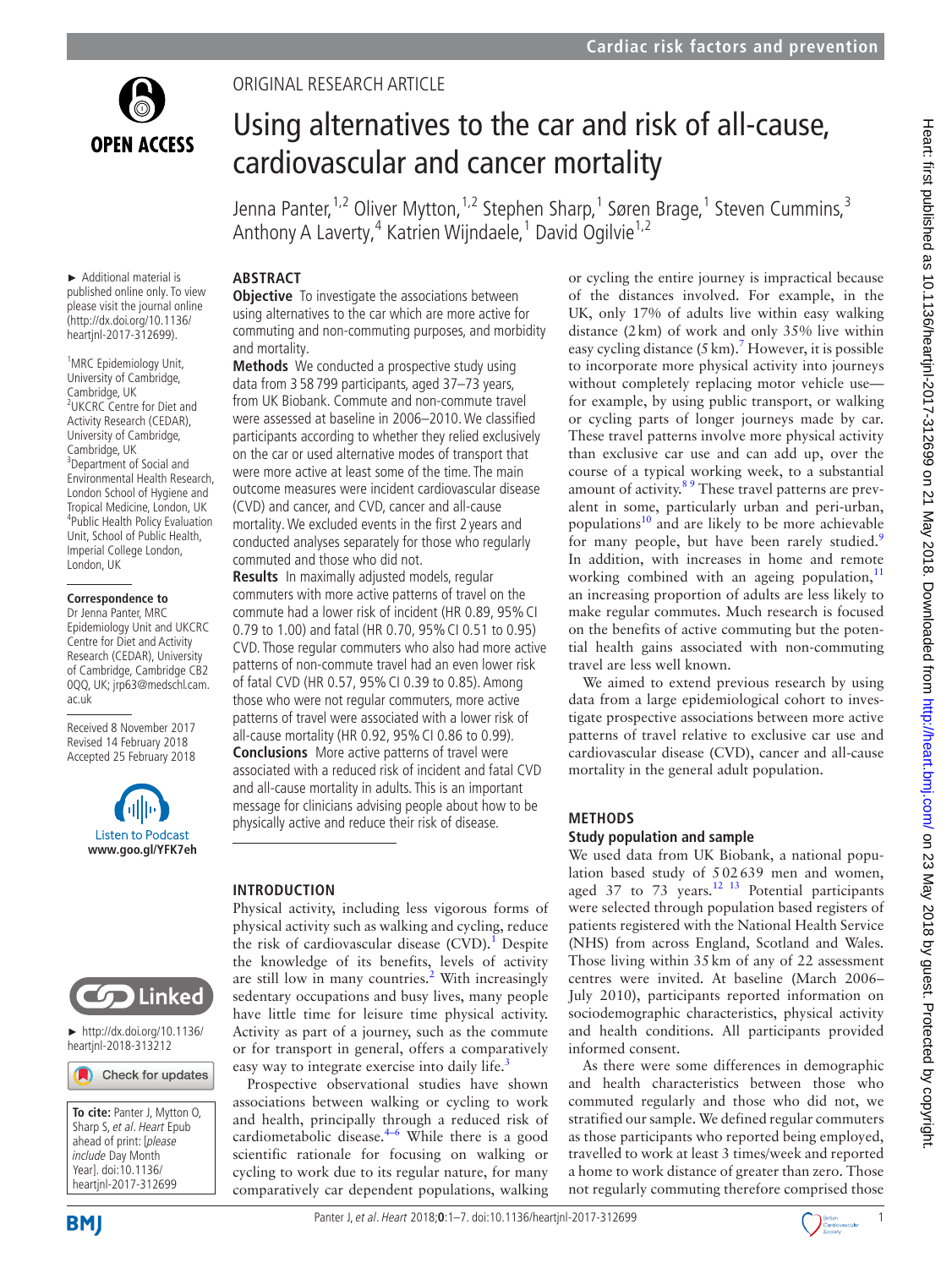ORIGINAL RESEARCH ARTICLE

# Using alternatives to the car and risk of all-cause, cardiovascular and cancer mortality

Jenna Panter,[1,2] Oliver Mytton,[1,2] Stephen Sharp,[1] Søren Brage,[1] Steven Cummins,[3] Anthony A Laverty,[4] Katrien Wijndaele,[1] David Ogilvie[1,2]

► Additional material is published online only. To view please visit the journal online (http://dx.doi.org/10.1136/heartjnl-2017-312699).

[1]MRC Epidemiology Unit, University of Cambridge, Cambridge, UK
[2]UKCRC Centre for Diet and Activity Research (CEDAR), University of Cambridge, Cambridge, UK
[3]Department of Social and Environmental Health Research, London School of Hygiene and Tropical Medicine, London, UK
[4]Public Health Policy Evaluation Unit, School of Public Health, Imperial College London, London, UK

**Correspondence to**
Dr Jenna Panter, MRC Epidemiology Unit and UKCRC Centre for Diet and Activity Research (CEDAR), University of Cambridge, Cambridge CB2 0QQ, UK; jrp63@medschl.cam.ac.uk

Received 8 November 2017
Revised 14 February 2018
Accepted 25 February 2018

Listen to Podcast
www.goo.gl/YFK7eh

► http://dx.doi.org/10.1136/heartjnl-2018-313212

**To cite:** Panter J, Mytton O, Sharp S, *et al*. *Heart* Epub ahead of print: [*please include* Day Month Year]. doi:10.1136/heartjnl-2017-312699

## ABSTRACT

**Objective** To investigate the associations between using alternatives to the car which are more active for commuting and non-commuting purposes, and morbidity and mortality.

**Methods** We conducted a prospective study using data from 3 58 799 participants, aged 37–73 years, from UK Biobank. Commute and non-commute travel were assessed at baseline in 2006–2010. We classified participants according to whether they relied exclusively on the car or used alternative modes of transport that were more active at least some of the time. The main outcome measures were incident cardiovascular disease (CVD) and cancer, and CVD, cancer and all-cause mortality. We excluded events in the first 2 years and conducted analyses separately for those who regularly commuted and those who did not.

**Results** In maximally adjusted models, regular commuters with more active patterns of travel on the commute had a lower risk of incident (HR 0.89, 95% CI 0.79 to 1.00) and fatal (HR 0.70, 95% CI 0.51 to 0.95) CVD. Those regular commuters who also had more active patterns of non-commute travel had an even lower risk of fatal CVD (HR 0.57, 95% CI 0.39 to 0.85). Among those who were not regular commuters, more active patterns of travel were associated with a lower risk of all-cause mortality (HR 0.92, 95% CI 0.86 to 0.99).

**Conclusions** More active patterns of travel were associated with a reduced risk of incident and fatal CVD and all-cause mortality in adults. This is an important message for clinicians advising people about how to be physically active and reduce their risk of disease.

## INTRODUCTION

Physical activity, including less vigorous forms of physical activity such as walking and cycling, reduce the risk of cardiovascular disease (CVD).[1] Despite the knowledge of its benefits, levels of activity are still low in many countries.[2] With increasingly sedentary occupations and busy lives, many people have little time for leisure time physical activity. Activity as part of a journey, such as the commute or for transport in general, offers a comparatively easy way to integrate exercise into daily life.[3]

Prospective observational studies have shown associations between walking or cycling to work and health, principally through a reduced risk of cardiometabolic disease.[4–6] While there is a good scientific rationale for focusing on walking or cycling to work due to its regular nature, for many comparatively car dependent populations, walking or cycling the entire journey is impractical because of the distances involved. For example, in the UK, only 17% of adults live within easy walking distance (2 km) of work and only 35% live within easy cycling distance (5 km).[7] However, it is possible to incorporate more physical activity into journeys without completely replacing motor vehicle use—for example, by using public transport, or walking or cycling parts of longer journeys made by car. These travel patterns involve more physical activity than exclusive car use and can add up, over the course of a typical working week, to a substantial amount of activity.[8 9] These travel patterns are prevalent in some, particularly urban and peri-urban, populations[10] and are likely to be more achievable for many people, but have been rarely studied.[9] In addition, with increases in home and remote working combined with an ageing population,[11] an increasing proportion of adults are less likely to make regular commutes. Much research is focused on the benefits of active commuting but the potential health gains associated with non-commuting travel are less well known.

We aimed to extend previous research by using data from a large epidemiological cohort to investigate prospective associations between more active patterns of travel relative to exclusive car use and cardiovascular disease (CVD), cancer and all-cause mortality in the general adult population.

## METHODS

### Study population and sample

We used data from UK Biobank, a national population based study of 5 02 639 men and women, aged 37 to 73 years.[12 13] Potential participants were selected through population based registers of patients registered with the National Health Service (NHS) from across England, Scotland and Wales. Those living within 35 km of any of 22 assessment centres were invited. At baseline (March 2006–July 2010), participants reported information on sociodemographic characteristics, physical activity and health conditions. All participants provided informed consent.

As there were some differences in demographic and health characteristics between those who commuted regularly and those who did not, we stratified our sample. We defined regular commuters as those participants who reported being employed, travelled to work at least 3 times/week and reported a home to work distance of greater than zero. Those not regularly commuting therefore comprised those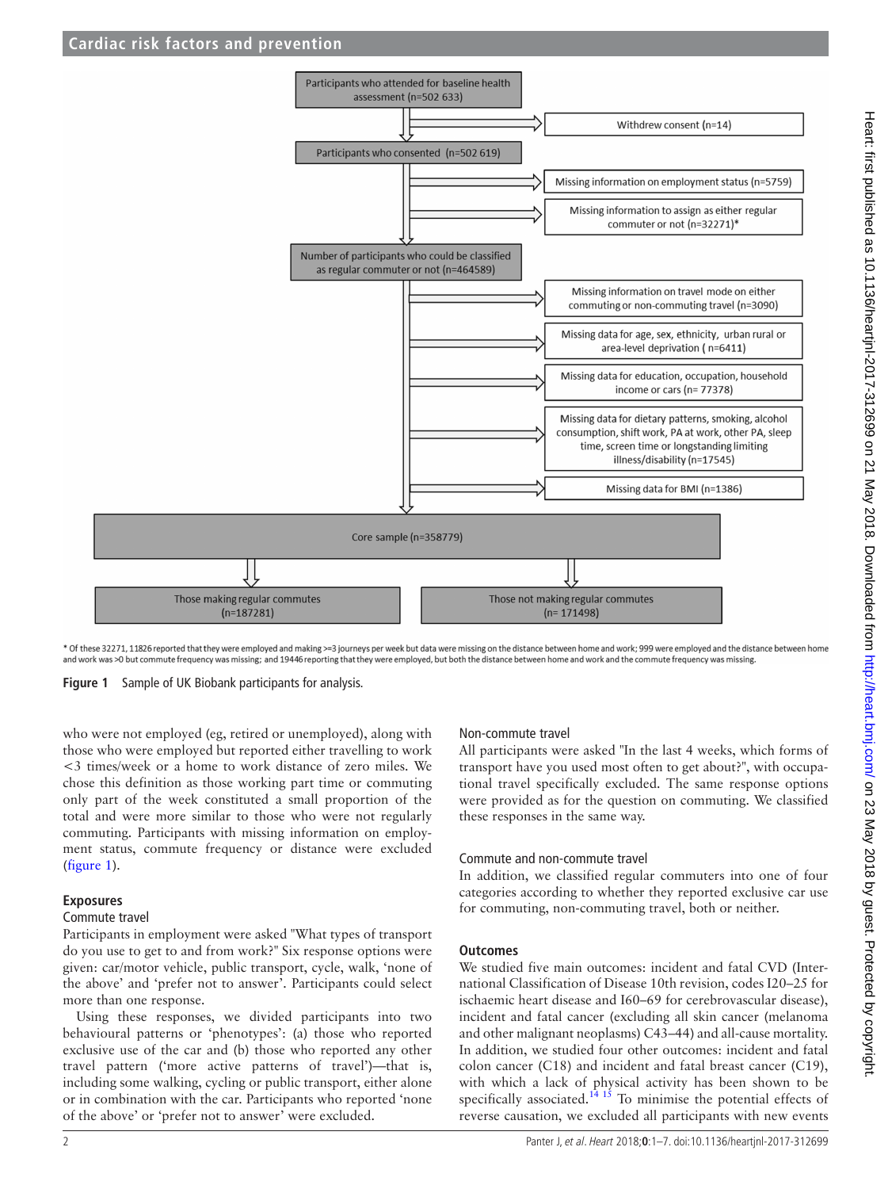Participants who attended for baseline health assessment (n=502 633)

→ Withdrew consent (n=14)

Participants who consented (n=502 619)

→ Missing information on employment status (n=5759)

→ Missing information to assign as either regular commuter or not (n=32271)*

Number of participants who could be classified as regular commuter or not (n=464589)

→ Missing information on travel mode on either commuting or non-commuting travel (n=3090)

→ Missing data for age, sex, ethnicity, urban rural or area-level deprivation ( n=6411)

→ Missing data for education, occupation, household income or cars (n= 77378)

→ Missing data for dietary patterns, smoking, alcohol consumption, shift work, PA at work, other PA, sleep time, screen time or longstanding limiting illness/disability (n=17545)

→ Missing data for BMI (n=1386)

Core sample (n=358779)

Those making regular commutes (n=187281) | Those not making regular commutes (n= 171498)

* Of these 32271, 11826 reported that they were employed and making >=3 journeys per week but data were missing on the distance between home and work; 999 were employed and the distance between home and work was >0 but commute frequency was missing; and 19446 reporting that they were employed, but both the distance between home and work and the commute frequency was missing.

**Figure 1** Sample of UK Biobank participants for analysis.

who were not employed (eg, retired or unemployed), along with those who were employed but reported either travelling to work <3 times/week or a home to work distance of zero miles. We chose this definition as those working part time or commuting only part of the week constituted a small proportion of the total and were more similar to those who were not regularly commuting. Participants with missing information on employment status, commute frequency or distance were excluded (figure 1).

## Exposures

### Commute travel

Participants in employment were asked "What types of transport do you use to get to and from work?" Six response options were given: car/motor vehicle, public transport, cycle, walk, 'none of the above' and 'prefer not to answer'. Participants could select more than one response.

Using these responses, we divided participants into two behavioural patterns or 'phenotypes': (a) those who reported exclusive use of the car and (b) those who reported any other travel pattern ('more active patterns of travel')—that is, including some walking, cycling or public transport, either alone or in combination with the car. Participants who reported 'none of the above' or 'prefer not to answer' were excluded.

### Non-commute travel

All participants were asked "In the last 4 weeks, which forms of transport have you used most often to get about?", with occupational travel specifically excluded. The same response options were provided as for the question on commuting. We classified these responses in the same way.

### Commute and non-commute travel

In addition, we classified regular commuters into one of four categories according to whether they reported exclusive car use for commuting, non-commuting travel, both or neither.

## Outcomes

We studied five main outcomes: incident and fatal CVD (International Classification of Disease 10th revision, codes I20–25 for ischaemic heart disease and I60–69 for cerebrovascular disease), incident and fatal cancer (excluding all skin cancer (melanoma and other malignant neoplasms) C43–44) and all-cause mortality. In addition, we studied four other outcomes: incident and fatal colon cancer (C18) and incident and fatal breast cancer (C19), with which a lack of physical activity has been shown to be specifically associated.[14 15] To minimise the potential effects of reverse causation, we excluded all participants with new events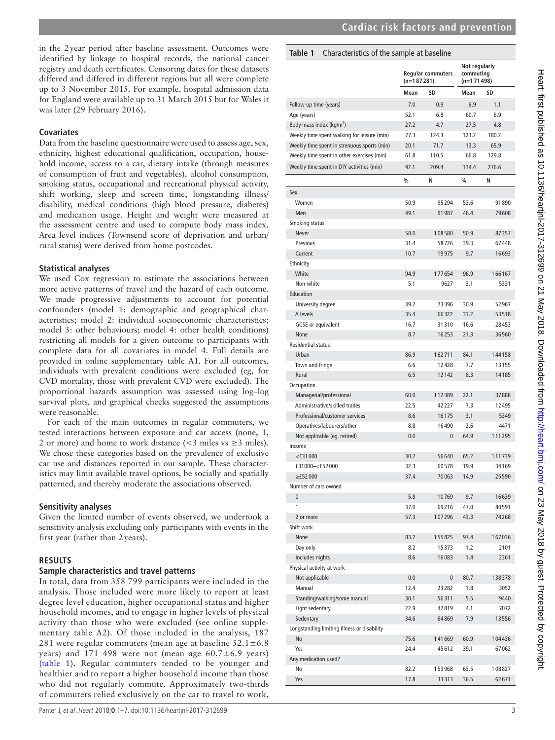in the 2 year period after baseline assessment. Outcomes were identified by linkage to hospital records, the national cancer registry and death certificates. Censoring dates for these datasets differed and differed in different regions but all were complete up to 3 November 2015. For example, hospital admission data for England were available up to 31 March 2015 but for Wales it was later (29 February 2016).

### Covariates

Data from the baseline questionnaire were used to assess age, sex, ethnicity, highest educational qualification, occupation, household income, access to a car, dietary intake (through measures of consumption of fruit and vegetables), alcohol consumption, smoking status, occupational and recreational physical activity, shift working, sleep and screen time, longstanding illness/disability, medical conditions (high blood pressure, diabetes) and medication usage. Height and weight were measured at the assessment centre and used to compute body mass index. Area level indices (Townsend score of deprivation and urban/rural status) were derived from home postcodes.

### Statistical analyses

We used Cox regression to estimate the associations between more active patterns of travel and the hazard of each outcome. We made progressive adjustments to account for potential confounders (model 1: demographic and geographical characteristics; model 2: individual socioeconomic characteristics; model 3: other behaviours; model 4: other health conditions) restricting all models for a given outcome to participants with complete data for all covariates in model 4. Full details are provided in online supplementary table A1. For all outcomes, individuals with prevalent conditions were excluded (eg, for CVD mortality, those with prevalent CVD were excluded). The proportional hazards assumption was assessed using log–log survival plots, and graphical checks suggested the assumptions were reasonable.

For each of the main outcomes in regular commuters, we tested interactions between exposure and car access (none, 1, 2 or more) and home to work distance (<3 miles vs ≥3 miles). We chose these categories based on the prevalence of exclusive car use and distances reported in our sample. These characteristics may limit available travel options, be socially and spatially patterned, and thereby moderate the associations observed.

### Sensitivity analyses

Given the limited number of events observed, we undertook a sensitivity analysis excluding only participants with events in the first year (rather than 2 years).

## RESULTS

### Sample characteristics and travel patterns

In total, data from 358 799 participants were included in the analysis. Those included were more likely to report at least degree level education, higher occupational status and higher household incomes, and to engage in higher levels of physical activity than those who were excluded (see online supplementary table A2). Of those included in the analysis, 187 281 were regular commuters (mean age at baseline 52.1±6.8 years) and 171 498 were not (mean age 60.7±6.9 years) (table 1). Regular commuters tended to be younger and healthier and to report a higher household income than those who did not regularly commute. Approximately two-thirds of commuters relied exclusively on the car to travel to work,

**Table 1** Characteristics of the sample at baseline

| | Regular commuters (n=187 281) | | Not regularly commuting (n=171 498) | |
|---|---|---|---|---|
| | Mean | SD | Mean | SD |
| Follow-up time (years) | 7.0 | 0.9 | 6.9 | 1.1 |
| Age (years) | 52.1 | 6.8 | 60.7 | 6.9 |
| Body mass index (kg/m$^2$) | 27.2 | 4.7 | 27.5 | 4.8 |
| Weekly time spent walking for leisure (min) | 77.3 | 124.3 | 123.2 | 180.2 |
| Weekly time spent in strenuous sports (min) | 20.1 | 71.7 | 13.3 | 65.9 |
| Weekly time spent in other exercises (min) | 61.8 | 110.5 | 66.8 | 129.8 |
| Weekly time spent in DIY activities (min) | 92.1 | 209.4 | 134.4 | 276.6 |
| | % | N | % | N |
| Sex | | | | |
| Women | 50.9 | 95 294 | 53.6 | 91 890 |
| Men | 49.1 | 91 987 | 46.4 | 79 608 |
| Smoking status | | | | |
| Never | 58.0 | 108 580 | 50.9 | 87 357 |
| Previous | 31.4 | 58 726 | 39.3 | 67 448 |
| Current | 10.7 | 19 975 | 9.7 | 16 693 |
| Ethnicity | | | | |
| White | 94.9 | 177 654 | 96.9 | 166 167 |
| Non-white | 5.1 | 9627 | 3.1 | 5331 |
| Education | | | | |
| University degree | 39.2 | 73 396 | 30.9 | 52 967 |
| A levels | 35.4 | 66 322 | 31.2 | 53 518 |
| GCSE or equivalent | 16.7 | 31 310 | 16.6 | 28 453 |
| None | 8.7 | 16 253 | 21.3 | 36 560 |
| Residential status | | | | |
| Urban | 86.9 | 162 711 | 84.1 | 144 158 |
| Town and fringe | 6.6 | 12 428 | 7.7 | 13 155 |
| Rural | 6.5 | 12 142 | 8.3 | 14 185 |
| Occupation | | | | |
| Managerial/professional | 60.0 | 112 389 | 22.1 | 37 888 |
| Administrative/skilled trades | 22.5 | 42 227 | 7.3 | 12 495 |
| Professional/customer services | 8.6 | 16 175 | 3.1 | 5349 |
| Operatives/labourers/other | 8.8 | 16 490 | 2.6 | 4471 |
| Not applicable (eg, retired) | 0.0 | 0 | 64.9 | 111 295 |
| Income | | | | |
| <£31 000 | 30.2 | 56 640 | 65.2 | 111 739 |
| £31 000–<£52 000 | 32.3 | 60 578 | 19.9 | 34 169 |
| ≥£52 000 | 37.4 | 70 063 | 14.9 | 25 590 |
| Number of cars owned | | | | |
| 0 | 5.8 | 10 769 | 9.7 | 16 639 |
| 1 | 37.0 | 69 216 | 47.0 | 80 591 |
| 2 or more | 57.3 | 107 296 | 43.3 | 74 268 |
| Shift work | | | | |
| None | 83.2 | 155 825 | 97.4 | 167 036 |
| Day only | 8.2 | 15 373 | 1.2 | 2101 |
| Includes nights | 8.6 | 16 083 | 1.4 | 2361 |
| Physical activity at work | | | | |
| Not applicable | 0.0 | 0 | 80.7 | 138 378 |
| Manual | 12.4 | 23 282 | 1.8 | 3052 |
| Standing/walking/some manual | 30.1 | 56 311 | 5.5 | 9440 |
| Light sedentary | 22.9 | 42 819 | 4.1 | 7072 |
| Sedentary | 34.6 | 64 869 | 7.9 | 13 556 |
| Longstanding limiting illness or disability | | | | |
| No | 75.6 | 141 669 | 60.9 | 104 436 |
| Yes | 24.4 | 45 612 | 39.1 | 67 062 |
| Any medication used? | | | | |
| No | 82.2 | 153 968 | 63.5 | 108 827 |
| Yes | 17.8 | 33 313 | 36.5 | 62 671 |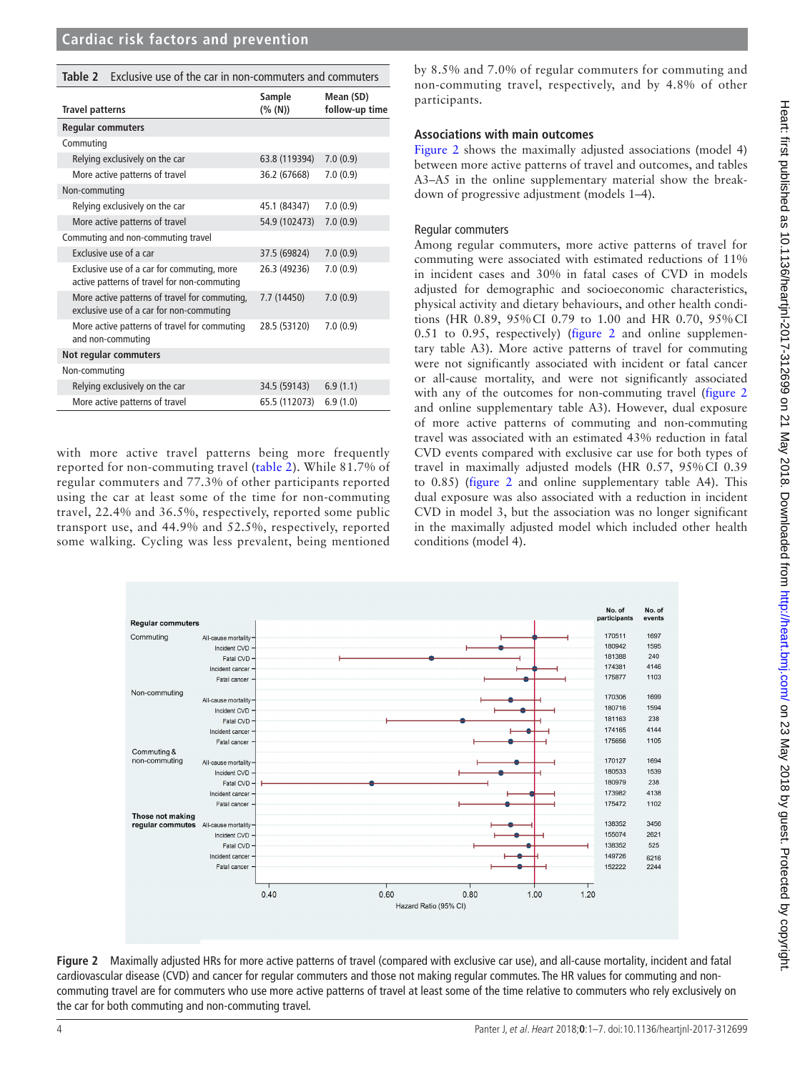**Table 2** Exclusive use of the car in non-commuters and commuters

| Travel patterns | Sample (% (N)) | Mean (SD) follow-up time |
|---|---|---|
| **Regular commuters** | | |
| Commuting | | |
| Relying exclusively on the car | 63.8 (119394) | 7.0 (0.9) |
| More active patterns of travel | 36.2 (67668) | 7.0 (0.9) |
| Non-commuting | | |
| Relying exclusively on the car | 45.1 (84347) | 7.0 (0.9) |
| More active patterns of travel | 54.9 (102473) | 7.0 (0.9) |
| Commuting and non-commuting travel | | |
| Exclusive use of a car | 37.5 (69824) | 7.0 (0.9) |
| Exclusive use of a car for commuting, more active patterns of travel for non-commuting | 26.3 (49236) | 7.0 (0.9) |
| More active patterns of travel for commuting, exclusive use of a car for non-commuting | 7.7 (14450) | 7.0 (0.9) |
| More active patterns of travel for commuting and non-commuting | 28.5 (53120) | 7.0 (0.9) |
| **Not regular commuters** | | |
| Non-commuting | | |
| Relying exclusively on the car | 34.5 (59143) | 6.9 (1.1) |
| More active patterns of travel | 65.5 (112073) | 6.9 (1.0) |

with more active travel patterns being more frequently reported for non-commuting travel (table 2). While 81.7% of regular commuters and 77.3% of other participants reported using the car at least some of the time for non-commuting travel, 22.4% and 36.5%, respectively, reported some public transport use, and 44.9% and 52.5%, respectively, reported some walking. Cycling was less prevalent, being mentioned by 8.5% and 7.0% of regular commuters for commuting and non-commuting travel, respectively, and by 4.8% of other participants.

### Associations with main outcomes

Figure 2 shows the maximally adjusted associations (model 4) between more active patterns of travel and outcomes, and tables A3–A5 in the online supplementary material show the breakdown of progressive adjustment (models 1–4).

#### Regular commuters

Among regular commuters, more active patterns of travel for commuting were associated with estimated reductions of 11% in incident cases and 30% in fatal cases of CVD in models adjusted for demographic and socioeconomic characteristics, physical activity and dietary behaviours, and other health conditions (HR 0.89, 95% CI 0.79 to 1.00 and HR 0.70, 95% CI 0.51 to 0.95, respectively) (figure 2 and online supplementary table A3). More active patterns of travel for commuting were not significantly associated with incident or fatal cancer or all-cause mortality, and were not significantly associated with any of the outcomes for non-commuting travel (figure 2 and online supplementary table A3). However, dual exposure of more active patterns of commuting and non-commuting travel was associated with an estimated 43% reduction in fatal CVD events compared with exclusive car use for both types of travel in maximally adjusted models (HR 0.57, 95% CI 0.39 to 0.85) (figure 2 and online supplementary table A4). This dual exposure was also associated with a reduction in incident CVD in model 3, but the association was no longer significant in the maximally adjusted model which included other health conditions (model 4).

| Group | Outcome | No. of participants | No. of events |
|---|---|---|---|
| **Regular commuters** | | | |
| Commuting | All-cause mortality | 170511 | 1697 |
| | Incident CVD | 180942 | 1595 |
| | Fatal CVD | 181388 | 240 |
| | Incident cancer | 174381 | 4146 |
| | Fatal cancer | 175877 | 1103 |
| Non-commuting | All-cause mortality | 170306 | 1699 |
| | Incident CVD | 180716 | 1594 |
| | Fatal CVD | 181163 | 238 |
| | Incident cancer | 174165 | 4144 |
| | Fatal cancer | 175656 | 1105 |
| Commuting & non-commuting | All-cause mortality | 170127 | 1694 |
| | Incident CVD | 180533 | 1539 |
| | Fatal CVD | 180979 | 238 |
| | Incident cancer | 173982 | 4138 |
| | Fatal cancer | 175472 | 1102 |
| **Those not making regular commutes** | All-cause mortality | 138352 | 3456 |
| | Incident CVD | 155074 | 2621 |
| | Fatal CVD | 138352 | 525 |
| | Incident cancer | 149726 | 6216 |
| | Fatal cancer | 152222 | 2244 |

**Figure 2** Maximally adjusted HRs for more active patterns of travel (compared with exclusive car use), and all-cause mortality, incident and fatal cardiovascular disease (CVD) and cancer for regular commuters and those not making regular commutes. The HR values for commuting and non-commuting travel are for commuters who use more active patterns of travel at least some of the time relative to commuters who rely exclusively on the car for both commuting and non-commuting travel.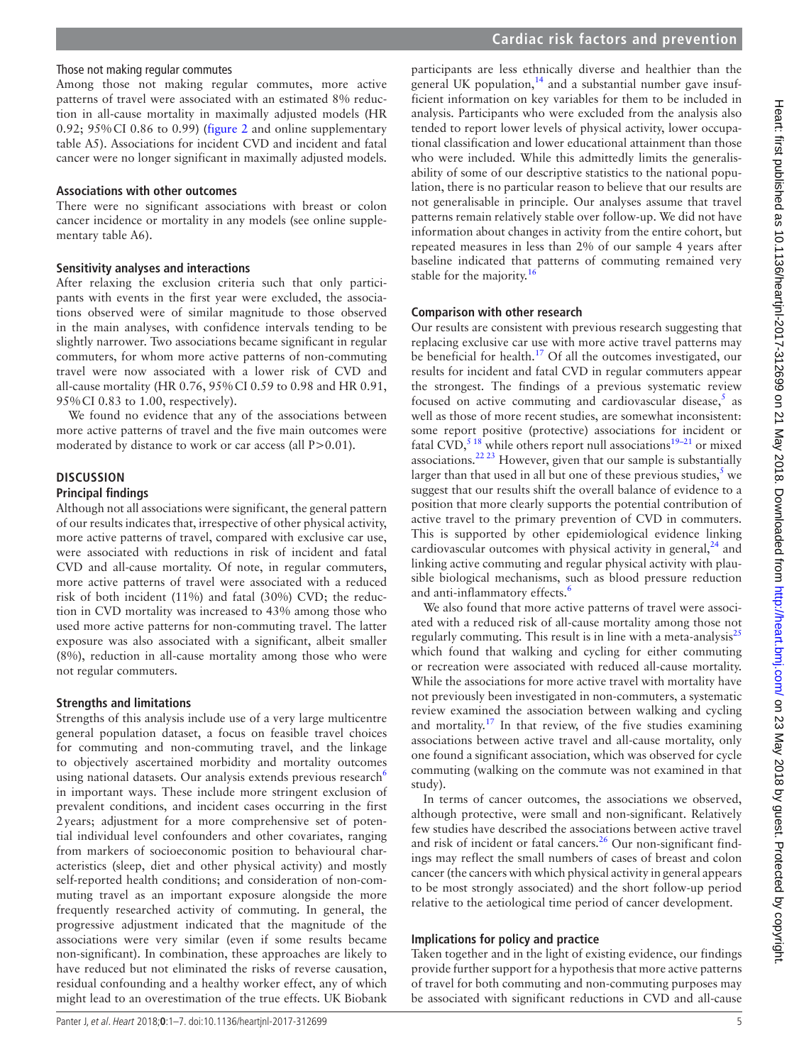### Those not making regular commutes

Among those not making regular commutes, more active patterns of travel were associated with an estimated 8% reduction in all-cause mortality in maximally adjusted models (HR 0.92; 95% CI 0.86 to 0.99) (figure 2 and online supplementary table A5). Associations for incident CVD and incident and fatal cancer were no longer significant in maximally adjusted models.

### Associations with other outcomes

There were no significant associations with breast or colon cancer incidence or mortality in any models (see online supplementary table A6).

### Sensitivity analyses and interactions

After relaxing the exclusion criteria such that only participants with events in the first year were excluded, the associations observed were of similar magnitude to those observed in the main analyses, with confidence intervals tending to be slightly narrower. Two associations became significant in regular commuters, for whom more active patterns of non-commuting travel were now associated with a lower risk of CVD and all-cause mortality (HR 0.76, 95% CI 0.59 to 0.98 and HR 0.91, 95% CI 0.83 to 1.00, respectively).

We found no evidence that any of the associations between more active patterns of travel and the five main outcomes were moderated by distance to work or car access (all P>0.01).

## DISCUSSION

### Principal findings

Although not all associations were significant, the general pattern of our results indicates that, irrespective of other physical activity, more active patterns of travel, compared with exclusive car use, were associated with reductions in risk of incident and fatal CVD and all-cause mortality. Of note, in regular commuters, more active patterns of travel were associated with a reduced risk of both incident (11%) and fatal (30%) CVD; the reduction in CVD mortality was increased to 43% among those who used more active patterns for non-commuting travel. The latter exposure was also associated with a significant, albeit smaller (8%), reduction in all-cause mortality among those who were not regular commuters.

### Strengths and limitations

Strengths of this analysis include use of a very large multicentre general population dataset, a focus on feasible travel choices for commuting and non-commuting travel, and the linkage to objectively ascertained morbidity and mortality outcomes using national datasets. Our analysis extends previous research[6] in important ways. These include more stringent exclusion of prevalent conditions, and incident cases occurring in the first 2 years; adjustment for a more comprehensive set of potential individual level confounders and other covariates, ranging from markers of socioeconomic position to behavioural characteristics (sleep, diet and other physical activity) and mostly self-reported health conditions; and consideration of non-commuting travel as an important exposure alongside the more frequently researched activity of commuting. In general, the progressive adjustment indicated that the magnitude of the associations were very similar (even if some results became non-significant). In combination, these approaches are likely to have reduced but not eliminated the risks of reverse causation, residual confounding and a healthy worker effect, any of which might lead to an overestimation of the true effects. UK Biobank participants are less ethnically diverse and healthier than the general UK population,[14] and a substantial number gave insufficient information on key variables for them to be included in analysis. Participants who were excluded from the analysis also tended to report lower levels of physical activity, lower occupational classification and lower educational attainment than those who were included. While this admittedly limits the generalisability of some of our descriptive statistics to the national population, there is no particular reason to believe that our results are not generalisable in principle. Our analyses assume that travel patterns remain relatively stable over follow-up. We did not have information about changes in activity from the entire cohort, but repeated measures in less than 2% of our sample 4 years after baseline indicated that patterns of commuting remained very stable for the majority.[16]

### Comparison with other research

Our results are consistent with previous research suggesting that replacing exclusive car use with more active travel patterns may be beneficial for health.[17] Of all the outcomes investigated, our results for incident and fatal CVD in regular commuters appear the strongest. The findings of a previous systematic review focused on active commuting and cardiovascular disease,[5] as well as those of more recent studies, are somewhat inconsistent: some report positive (protective) associations for incident or fatal CVD,[5,18] while others report null associations[19–21] or mixed associations.[22,23] However, given that our sample is substantially larger than that used in all but one of these previous studies,[5] we suggest that our results shift the overall balance of evidence to a position that more clearly supports the potential contribution of active travel to the primary prevention of CVD in commuters. This is supported by other epidemiological evidence linking cardiovascular outcomes with physical activity in general,[24] and linking active commuting and regular physical activity with plausible biological mechanisms, such as blood pressure reduction and anti-inflammatory effects.[6]

We also found that more active patterns of travel were associated with a reduced risk of all-cause mortality among those not regularly commuting. This result is in line with a meta-analysis[25] which found that walking and cycling for either commuting or recreation were associated with reduced all-cause mortality. While the associations for more active travel with mortality have not previously been investigated in non-commuters, a systematic review examined the association between walking and cycling and mortality.[17] In that review, of the five studies examining associations between active travel and all-cause mortality, only one found a significant association, which was observed for cycle commuting (walking on the commute was not examined in that study).

In terms of cancer outcomes, the associations we observed, although protective, were small and non-significant. Relatively few studies have described the associations between active travel and risk of incident or fatal cancers.[26] Our non-significant findings may reflect the small numbers of cases of breast and colon cancer (the cancers with which physical activity in general appears to be most strongly associated) and the short follow-up period relative to the aetiological time period of cancer development.

### Implications for policy and practice

Taken together and in the light of existing evidence, our findings provide further support for a hypothesis that more active patterns of travel for both commuting and non-commuting purposes may be associated with significant reductions in CVD and all-cause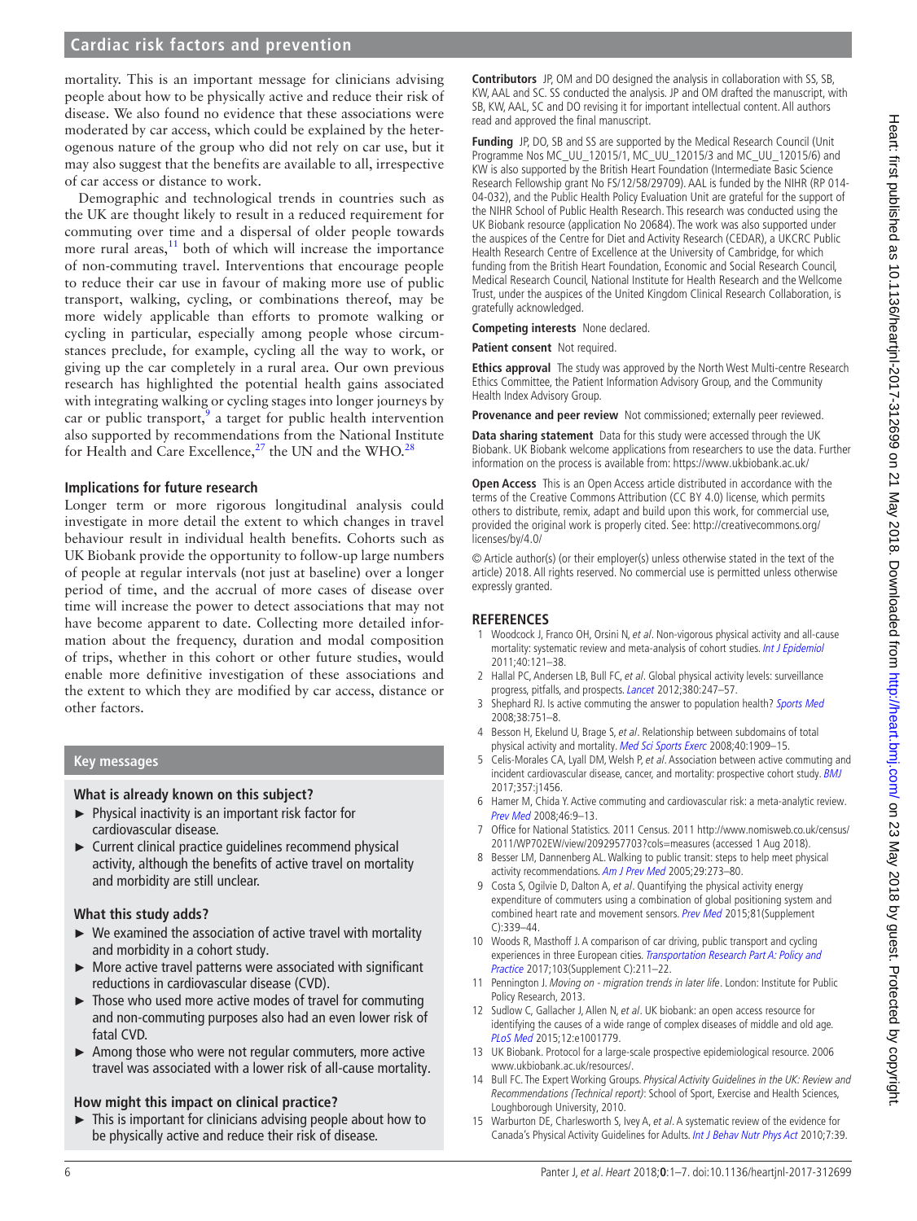mortality. This is an important message for clinicians advising people about how to be physically active and reduce their risk of disease. We also found no evidence that these associations were moderated by car access, which could be explained by the heterogenous nature of the group who did not rely on car use, but it may also suggest that the benefits are available to all, irrespective of car access or distance to work.

Demographic and technological trends in countries such as the UK are thought likely to result in a reduced requirement for commuting over time and a dispersal of older people towards more rural areas,[11] both of which will increase the importance of non-commuting travel. Interventions that encourage people to reduce their car use in favour of making more use of public transport, walking, cycling, or combinations thereof, may be more widely applicable than efforts to promote walking or cycling in particular, especially among people whose circumstances preclude, for example, cycling all the way to work, or giving up the car completely in a rural area. Our own previous research has highlighted the potential health gains associated with integrating walking or cycling stages into longer journeys by car or public transport,[9] a target for public health intervention also supported by recommendations from the National Institute for Health and Care Excellence,[27] the UN and the WHO.[28]

### Implications for future research

Longer term or more rigorous longitudinal analysis could investigate in more detail the extent to which changes in travel behaviour result in individual health benefits. Cohorts such as UK Biobank provide the opportunity to follow-up large numbers of people at regular intervals (not just at baseline) over a longer period of time, and the accrual of more cases of disease over time will increase the power to detect associations that may not have become apparent to date. Collecting more detailed information about the frequency, duration and modal composition of trips, whether in this cohort or other future studies, would enable more definitive investigation of these associations and the extent to which they are modified by car access, distance or other factors.

### Key messages

**What is already known on this subject?**

- Physical inactivity is an important risk factor for cardiovascular disease.
- Current clinical practice guidelines recommend physical activity, although the benefits of active travel on mortality and morbidity are still unclear.

**What this study adds?**

- We examined the association of active travel with mortality and morbidity in a cohort study.
- More active travel patterns were associated with significant reductions in cardiovascular disease (CVD).
- Those who used more active modes of travel for commuting and non-commuting purposes also had an even lower risk of fatal CVD.
- Among those who were not regular commuters, more active travel was associated with a lower risk of all-cause mortality.

**How might this impact on clinical practice?**

- This is important for clinicians advising people about how to be physically active and reduce their risk of disease.

**Contributors** JP, OM and DO designed the analysis in collaboration with SS, SB, KW, AAL and SC. SS conducted the analysis. JP and OM drafted the manuscript, with SB, KW, AAL, SC and DO revising it for important intellectual content. All authors read and approved the final manuscript.

**Funding** JP, DO, SB and SS are supported by the Medical Research Council (Unit Programme Nos MC_UU_12015/1, MC_UU_12015/3 and MC_UU_12015/6) and KW is also supported by the British Heart Foundation (Intermediate Basic Science Research Fellowship grant No FS/12/58/29709). AAL is funded by the NIHR (RP 014-04-032), and the Public Health Policy Evaluation Unit are grateful for the support of the NIHR School of Public Health Research. This research was conducted using the UK Biobank resource (application No 20684). The work was also supported under the auspices of the Centre for Diet and Activity Research (CEDAR), a UKCRC Public Health Research Centre of Excellence at the University of Cambridge, for which funding from the British Heart Foundation, Economic and Social Research Council, Medical Research Council, National Institute for Health Research and the Wellcome Trust, under the auspices of the United Kingdom Clinical Research Collaboration, is gratefully acknowledged.

**Competing interests** None declared.

**Patient consent** Not required.

**Ethics approval** The study was approved by the North West Multi-centre Research Ethics Committee, the Patient Information Advisory Group, and the Community Health Index Advisory Group.

**Provenance and peer review** Not commissioned; externally peer reviewed.

**Data sharing statement** Data for this study were accessed through the UK Biobank. UK Biobank welcome applications from researchers to use the data. Further information on the process is available from: https://www.ukbiobank.ac.uk/

**Open Access** This is an Open Access article distributed in accordance with the terms of the Creative Commons Attribution (CC BY 4.0) license, which permits others to distribute, remix, adapt and build upon this work, for commercial use, provided the original work is properly cited. See: http://creativecommons.org/licenses/by/4.0/

© Article author(s) (or their employer(s) unless otherwise stated in the text of the article) 2018. All rights reserved. No commercial use is permitted unless otherwise expressly granted.

## REFERENCES

1. Woodcock J, Franco OH, Orsini N, *et al*. Non-vigorous physical activity and all-cause mortality: systematic review and meta-analysis of cohort studies. *Int J Epidemiol* 2011;40:121–38.
2. Hallal PC, Andersen LB, Bull FC, *et al*. Global physical activity levels: surveillance progress, pitfalls, and prospects. *Lancet* 2012;380:247–57.
3. Shephard RJ. Is active commuting the answer to population health? *Sports Med* 2008;38:751–8.
4. Besson H, Ekelund U, Brage S, *et al*. Relationship between subdomains of total physical activity and mortality. *Med Sci Sports Exerc* 2008;40:1909–15.
5. Celis-Morales CA, Lyall DM, Welsh P, *et al*. Association between active commuting and incident cardiovascular disease, cancer, and mortality: prospective cohort study. *BMJ* 2017;357:j1456.
6. Hamer M, Chida Y. Active commuting and cardiovascular risk: a meta-analytic review. *Prev Med* 2008;46:9–13.
7. Office for National Statistics. 2011 Census. 2011 http://www.nomisweb.co.uk/census/2011/WP702EW/view/2092957703?cols=measures (accessed 1 Aug 2018).
8. Besser LM, Dannenberg AL. Walking to public transit: steps to help meet physical activity recommendations. *Am J Prev Med* 2005;29:273–80.
9. Costa S, Ogilvie D, Dalton A, *et al*. Quantifying the physical activity energy expenditure of commuters using a combination of global positioning system and combined heart rate and movement sensors. *Prev Med* 2015;81(Supplement C):339–44.
10. Woods R, Masthoff J. A comparison of car driving, public transport and cycling experiences in three European cities. *Transportation Research Part A: Policy and Practice* 2017;103(Supplement C):211–22.
11. Pennington J. *Moving on - migration trends in later life*. London: Institute for Public Policy Research, 2013.
12. Sudlow C, Gallacher J, Allen N, *et al*. UK biobank: an open access resource for identifying the causes of a wide range of complex diseases of middle and old age. *PLoS Med* 2015;12:e1001779.
13. UK Biobank. Protocol for a large-scale prospective epidemiological resource. 2006 www.ukbiobank.ac.uk/resources/.
14. Bull FC. The Expert Working Groups. *Physical Activity Guidelines in the UK: Review and Recommendations (Technical report)*: School of Sport, Exercise and Health Sciences, Loughborough University, 2010.
15. Warburton DE, Charlesworth S, Ivey A, *et al*. A systematic review of the evidence for Canada's Physical Activity Guidelines for Adults. *Int J Behav Nutr Phys Act* 2010;7:39.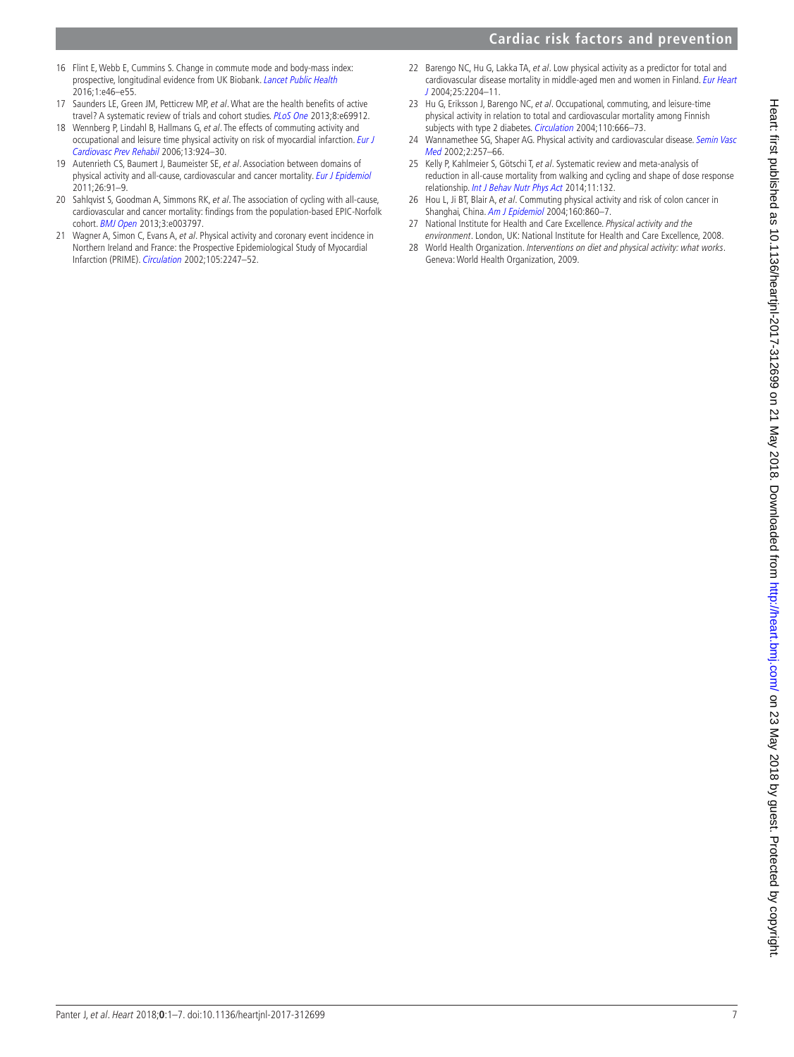16 Flint E, Webb E, Cummins S. Change in commute mode and body-mass index: prospective, longitudinal evidence from UK Biobank. *Lancet Public Health* 2016;1:e46–e55.

17 Saunders LE, Green JM, Petticrew MP, *et al*. What are the health benefits of active travel? A systematic review of trials and cohort studies. *PLoS One* 2013;8:e69912.

18 Wennberg P, Lindahl B, Hallmans G, *et al*. The effects of commuting activity and occupational and leisure time physical activity on risk of myocardial infarction. *Eur J Cardiovasc Prev Rehabil* 2006;13:924–30.

19 Autenrieth CS, Baumert J, Baumeister SE, *et al*. Association between domains of physical activity and all-cause, cardiovascular and cancer mortality. *Eur J Epidemiol* 2011;26:91–9.

20 Sahlqvist S, Goodman A, Simmons RK, *et al*. The association of cycling with all-cause, cardiovascular and cancer mortality: findings from the population-based EPIC-Norfolk cohort. *BMJ Open* 2013;3:e003797.

21 Wagner A, Simon C, Evans A, *et al*. Physical activity and coronary event incidence in Northern Ireland and France: the Prospective Epidemiological Study of Myocardial Infarction (PRIME). *Circulation* 2002;105:2247–52.

22 Barengo NC, Hu G, Lakka TA, *et al*. Low physical activity as a predictor for total and cardiovascular disease mortality in middle-aged men and women in Finland. *Eur Heart J* 2004;25:2204–11.

23 Hu G, Eriksson J, Barengo NC, *et al*. Occupational, commuting, and leisure-time physical activity in relation to total and cardiovascular mortality among Finnish subjects with type 2 diabetes. *Circulation* 2004;110:666–73.

24 Wannamethee SG, Shaper AG. Physical activity and cardiovascular disease. *Semin Vasc Med* 2002;2:257–66.

25 Kelly P, Kahlmeier S, Götschi T, *et al*. Systematic review and meta-analysis of reduction in all-cause mortality from walking and cycling and shape of dose response relationship. *Int J Behav Nutr Phys Act* 2014;11:132.

26 Hou L, Ji BT, Blair A, *et al*. Commuting physical activity and risk of colon cancer in Shanghai, China. *Am J Epidemiol* 2004;160:860–7.

27 National Institute for Health and Care Excellence. *Physical activity and the environment*. London, UK: National Institute for Health and Care Excellence, 2008.

28 World Health Organization. *Interventions on diet and physical activity: what works*. Geneva: World Health Organization, 2009.